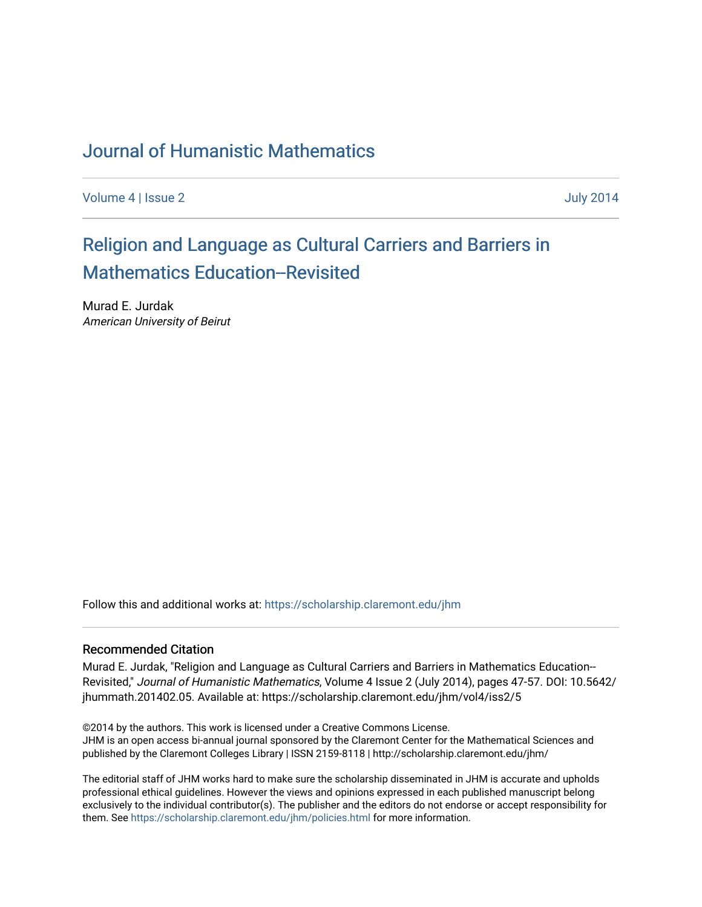# Journal of Humanistic Mathematics

Volume 4 | Issue 2 July 2014

## Religion and Language as Cultural Carriers and Barriers in Mathematics Education–Revisited

Murad E. Jurdak
*American University of Beirut*

Follow this and additional works at: https://scholarship.claremont.edu/jhm

### Recommended Citation

Murad E. Jurdak, "Religion and Language as Cultural Carriers and Barriers in Mathematics Education--Revisited," *Journal of Humanistic Mathematics*, Volume 4 Issue 2 (July 2014), pages 47-57. DOI: 10.5642/jhummath.201402.05. Available at: https://scholarship.claremont.edu/jhm/vol4/iss2/5

©2014 by the authors. This work is licensed under a Creative Commons License.
JHM is an open access bi-annual journal sponsored by the Claremont Center for the Mathematical Sciences and published by the Claremont Colleges Library | ISSN 2159-8118 | http://scholarship.claremont.edu/jhm/

The editorial staff of JHM works hard to make sure the scholarship disseminated in JHM is accurate and upholds professional ethical guidelines. However the views and opinions expressed in each published manuscript belong exclusively to the individual contributor(s). The publisher and the editors do not endorse or accept responsibility for them. See https://scholarship.claremont.edu/jhm/policies.html for more information.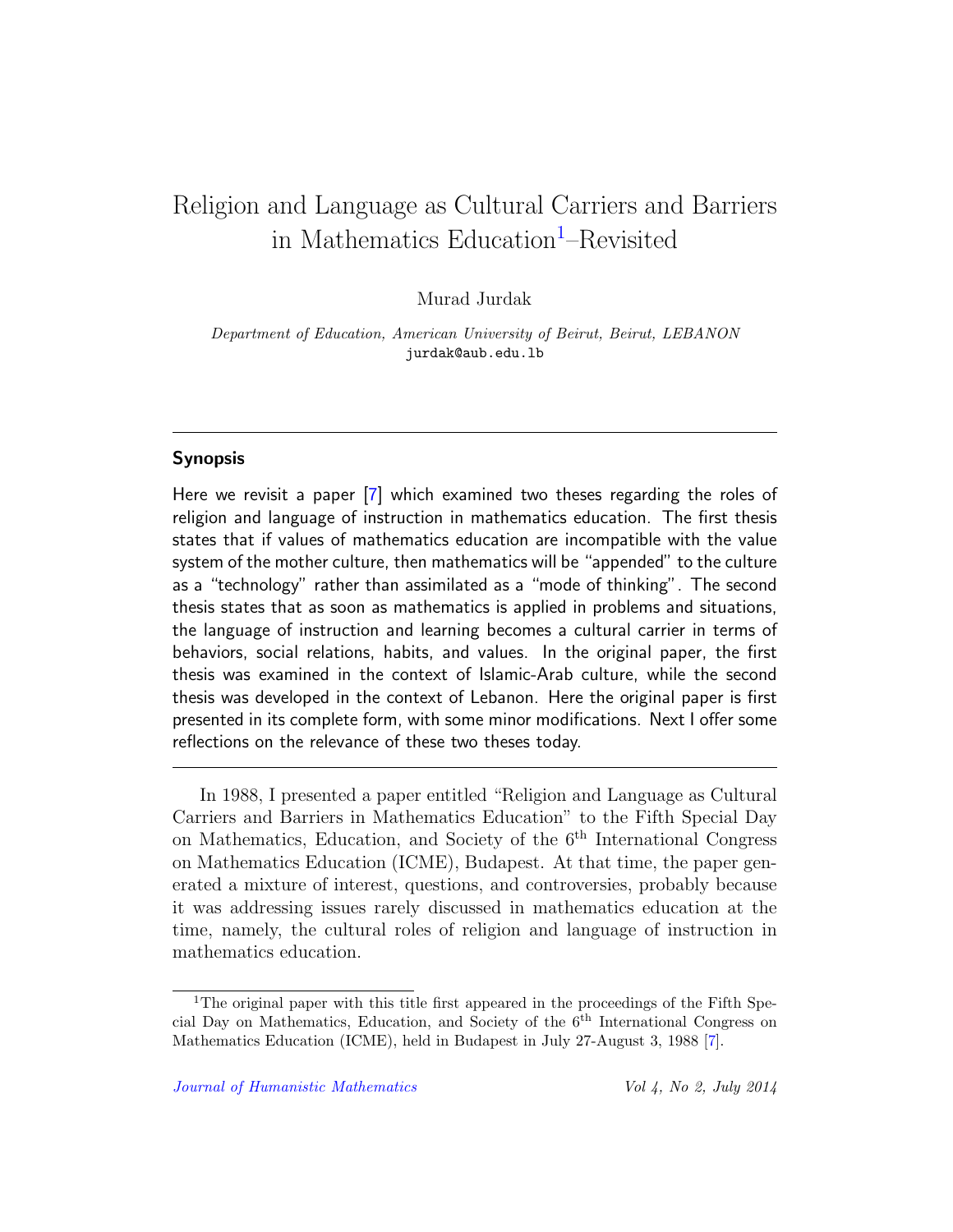# Religion and Language as Cultural Carriers and Barriers in Mathematics Education[1]–Revisited

Murad Jurdak

*Department of Education, American University of Beirut, Beirut, LEBANON*
jurdak@aub.edu.lb

---

**Synopsis**

Here we revisit a paper [7] which examined two theses regarding the roles of religion and language of instruction in mathematics education. The first thesis states that if values of mathematics education are incompatible with the value system of the mother culture, then mathematics will be "appended" to the culture as a "technology" rather than assimilated as a "mode of thinking". The second thesis states that as soon as mathematics is applied in problems and situations, the language of instruction and learning becomes a cultural carrier in terms of behaviors, social relations, habits, and values. In the original paper, the first thesis was examined in the context of Islamic-Arab culture, while the second thesis was developed in the context of Lebanon. Here the original paper is first presented in its complete form, with some minor modifications. Next I offer some reflections on the relevance of these two theses today.

---

In 1988, I presented a paper entitled "Religion and Language as Cultural Carriers and Barriers in Mathematics Education" to the Fifth Special Day on Mathematics, Education, and Society of the 6th International Congress on Mathematics Education (ICME), Budapest. At that time, the paper generated a mixture of interest, questions, and controversies, probably because it was addressing issues rarely discussed in mathematics education at the time, namely, the cultural roles of religion and language of instruction in mathematics education.

[1] The original paper with this title first appeared in the proceedings of the Fifth Special Day on Mathematics, Education, and Society of the 6th International Congress on Mathematics Education (ICME), held in Budapest in July 27-August 3, 1988 [7].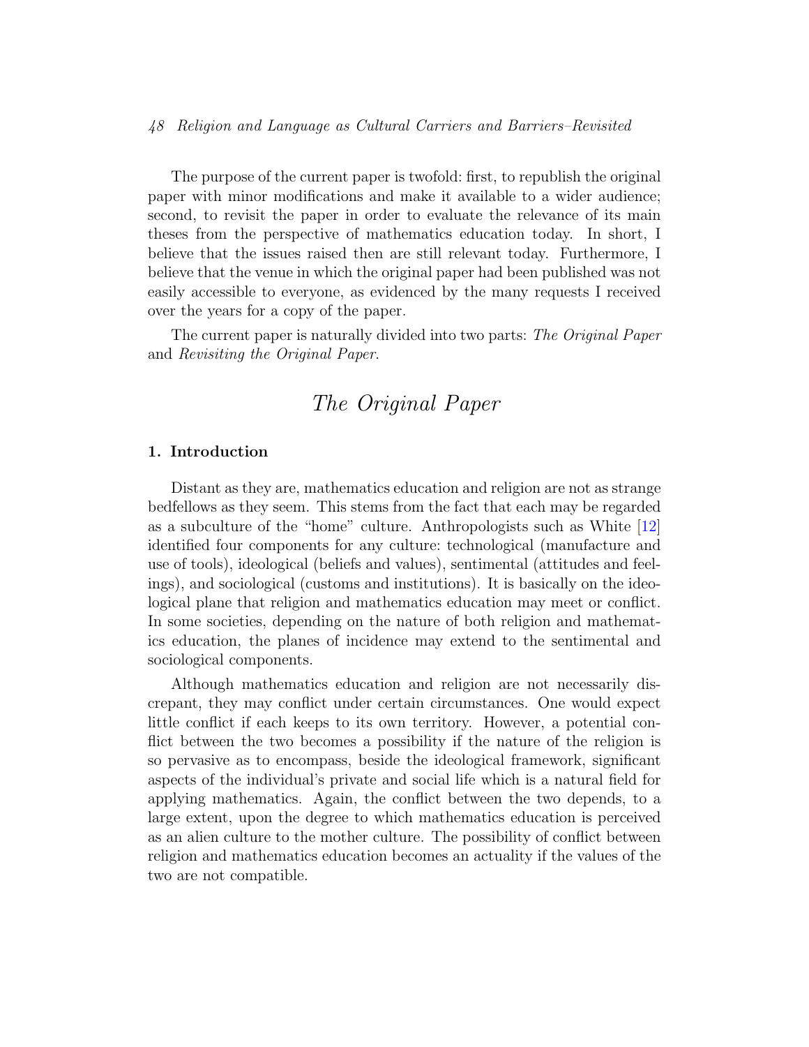The purpose of the current paper is twofold: first, to republish the original paper with minor modifications and make it available to a wider audience; second, to revisit the paper in order to evaluate the relevance of its main theses from the perspective of mathematics education today. In short, I believe that the issues raised then are still relevant today. Furthermore, I believe that the venue in which the original paper had been published was not easily accessible to everyone, as evidenced by the many requests I received over the years for a copy of the paper.

The current paper is naturally divided into two parts: *The Original Paper* and *Revisiting the Original Paper*.

# *The Original Paper*

## 1. Introduction

Distant as they are, mathematics education and religion are not as strange bedfellows as they seem. This stems from the fact that each may be regarded as a subculture of the "home" culture. Anthropologists such as White [12] identified four components for any culture: technological (manufacture and use of tools), ideological (beliefs and values), sentimental (attitudes and feelings), and sociological (customs and institutions). It is basically on the ideological plane that religion and mathematics education may meet or conflict. In some societies, depending on the nature of both religion and mathematics education, the planes of incidence may extend to the sentimental and sociological components.

Although mathematics education and religion are not necessarily discrepant, they may conflict under certain circumstances. One would expect little conflict if each keeps to its own territory. However, a potential conflict between the two becomes a possibility if the nature of the religion is so pervasive as to encompass, beside the ideological framework, significant aspects of the individual's private and social life which is a natural field for applying mathematics. Again, the conflict between the two depends, to a large extent, upon the degree to which mathematics education is perceived as an alien culture to the mother culture. The possibility of conflict between religion and mathematics education becomes an actuality if the values of the two are not compatible.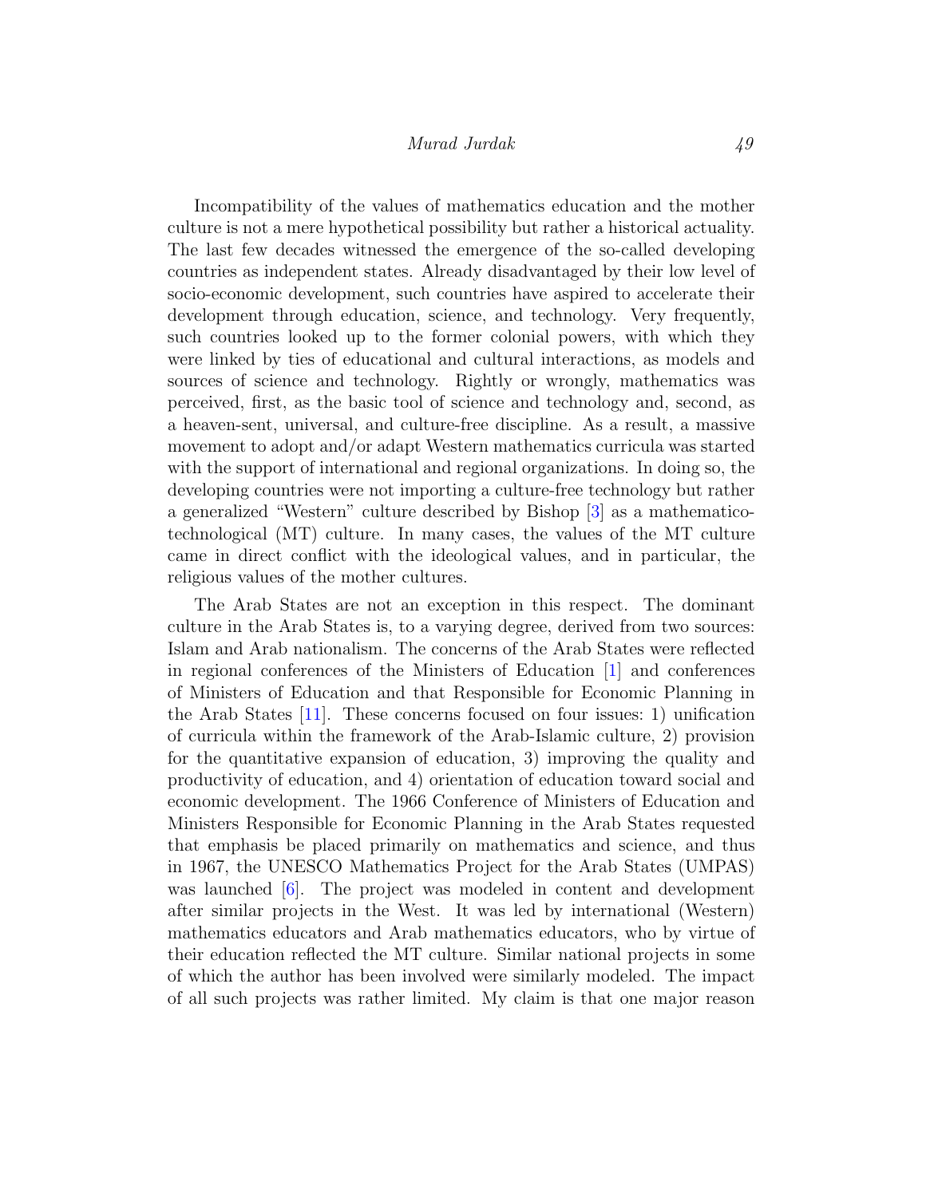Incompatibility of the values of mathematics education and the mother culture is not a mere hypothetical possibility but rather a historical actuality. The last few decades witnessed the emergence of the so-called developing countries as independent states. Already disadvantaged by their low level of socio-economic development, such countries have aspired to accelerate their development through education, science, and technology. Very frequently, such countries looked up to the former colonial powers, with which they were linked by ties of educational and cultural interactions, as models and sources of science and technology. Rightly or wrongly, mathematics was perceived, first, as the basic tool of science and technology and, second, as a heaven-sent, universal, and culture-free discipline. As a result, a massive movement to adopt and/or adapt Western mathematics curricula was started with the support of international and regional organizations. In doing so, the developing countries were not importing a culture-free technology but rather a generalized "Western" culture described by Bishop [3] as a mathematico-technological (MT) culture. In many cases, the values of the MT culture came in direct conflict with the ideological values, and in particular, the religious values of the mother cultures.

The Arab States are not an exception in this respect. The dominant culture in the Arab States is, to a varying degree, derived from two sources: Islam and Arab nationalism. The concerns of the Arab States were reflected in regional conferences of the Ministers of Education [1] and conferences of Ministers of Education and that Responsible for Economic Planning in the Arab States [11]. These concerns focused on four issues: 1) unification of curricula within the framework of the Arab-Islamic culture, 2) provision for the quantitative expansion of education, 3) improving the quality and productivity of education, and 4) orientation of education toward social and economic development. The 1966 Conference of Ministers of Education and Ministers Responsible for Economic Planning in the Arab States requested that emphasis be placed primarily on mathematics and science, and thus in 1967, the UNESCO Mathematics Project for the Arab States (UMPAS) was launched [6]. The project was modeled in content and development after similar projects in the West. It was led by international (Western) mathematics educators and Arab mathematics educators, who by virtue of their education reflected the MT culture. Similar national projects in some of which the author has been involved were similarly modeled. The impact of all such projects was rather limited. My claim is that one major reason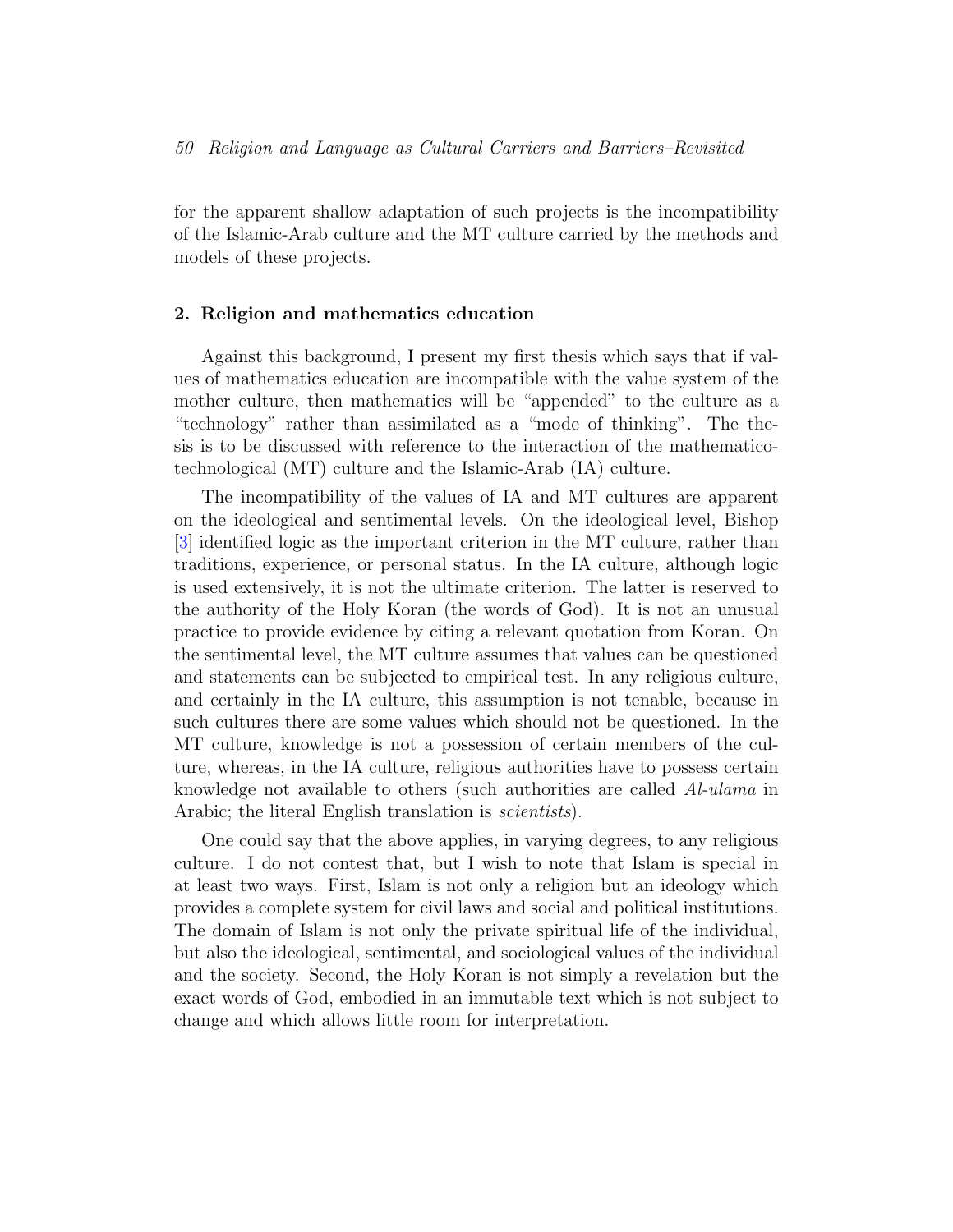for the apparent shallow adaptation of such projects is the incompatibility of the Islamic-Arab culture and the MT culture carried by the methods and models of these projects.

## 2. Religion and mathematics education

Against this background, I present my first thesis which says that if values of mathematics education are incompatible with the value system of the mother culture, then mathematics will be "appended" to the culture as a "technology" rather than assimilated as a "mode of thinking". The thesis is to be discussed with reference to the interaction of the mathematico-technological (MT) culture and the Islamic-Arab (IA) culture.

The incompatibility of the values of IA and MT cultures are apparent on the ideological and sentimental levels. On the ideological level, Bishop [3] identified logic as the important criterion in the MT culture, rather than traditions, experience, or personal status. In the IA culture, although logic is used extensively, it is not the ultimate criterion. The latter is reserved to the authority of the Holy Koran (the words of God). It is not an unusual practice to provide evidence by citing a relevant quotation from Koran. On the sentimental level, the MT culture assumes that values can be questioned and statements can be subjected to empirical test. In any religious culture, and certainly in the IA culture, this assumption is not tenable, because in such cultures there are some values which should not be questioned. In the MT culture, knowledge is not a possession of certain members of the culture, whereas, in the IA culture, religious authorities have to possess certain knowledge not available to others (such authorities are called *Al-ulama* in Arabic; the literal English translation is *scientists*).

One could say that the above applies, in varying degrees, to any religious culture. I do not contest that, but I wish to note that Islam is special in at least two ways. First, Islam is not only a religion but an ideology which provides a complete system for civil laws and social and political institutions. The domain of Islam is not only the private spiritual life of the individual, but also the ideological, sentimental, and sociological values of the individual and the society. Second, the Holy Koran is not simply a revelation but the exact words of God, embodied in an immutable text which is not subject to change and which allows little room for interpretation.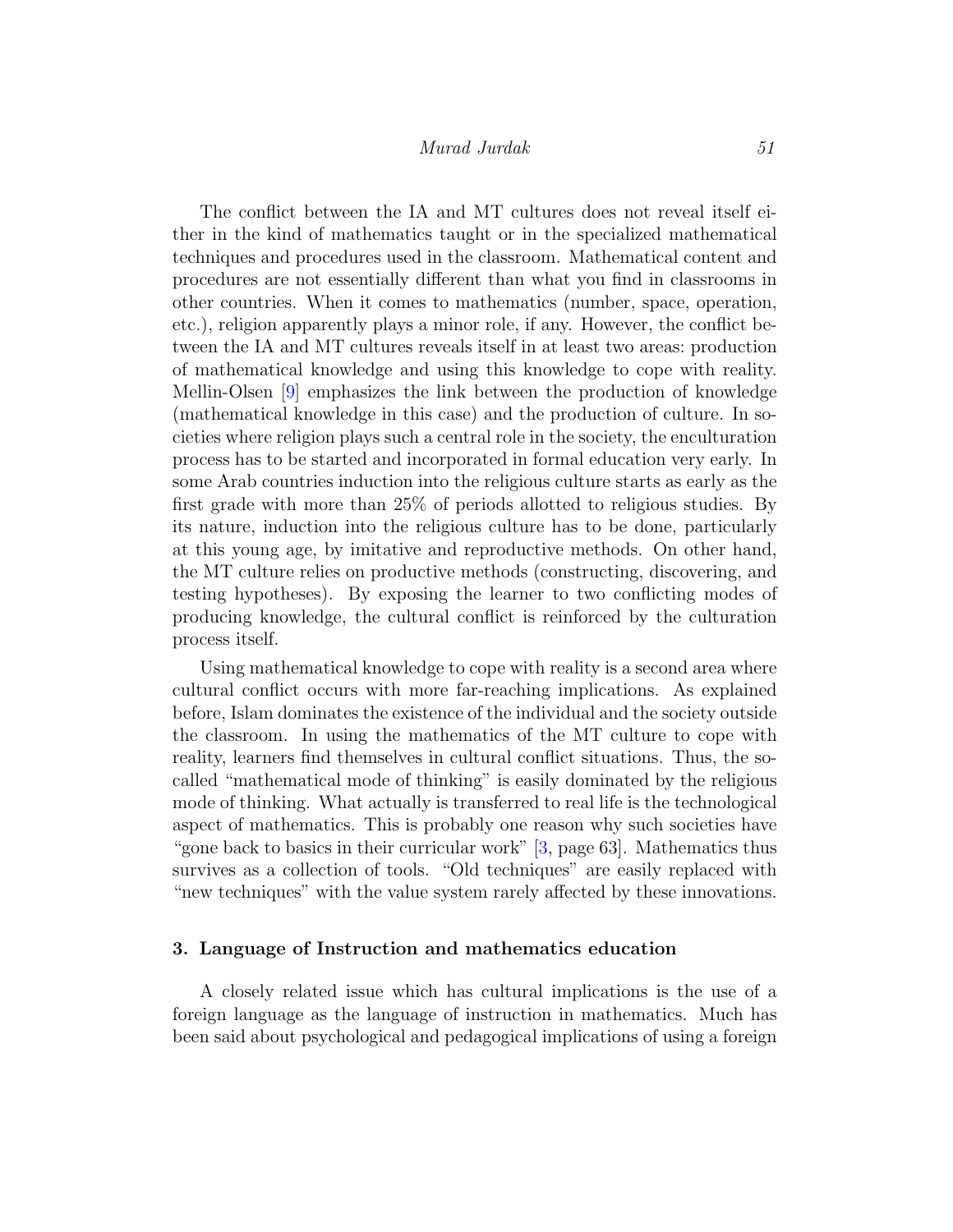The conflict between the IA and MT cultures does not reveal itself either in the kind of mathematics taught or in the specialized mathematical techniques and procedures used in the classroom. Mathematical content and procedures are not essentially different than what you find in classrooms in other countries. When it comes to mathematics (number, space, operation, etc.), religion apparently plays a minor role, if any. However, the conflict between the IA and MT cultures reveals itself in at least two areas: production of mathematical knowledge and using this knowledge to cope with reality. Mellin-Olsen [9] emphasizes the link between the production of knowledge (mathematical knowledge in this case) and the production of culture. In societies where religion plays such a central role in the society, the enculturation process has to be started and incorporated in formal education very early. In some Arab countries induction into the religious culture starts as early as the first grade with more than 25% of periods allotted to religious studies. By its nature, induction into the religious culture has to be done, particularly at this young age, by imitative and reproductive methods. On other hand, the MT culture relies on productive methods (constructing, discovering, and testing hypotheses). By exposing the learner to two conflicting modes of producing knowledge, the cultural conflict is reinforced by the culturation process itself.

Using mathematical knowledge to cope with reality is a second area where cultural conflict occurs with more far-reaching implications. As explained before, Islam dominates the existence of the individual and the society outside the classroom. In using the mathematics of the MT culture to cope with reality, learners find themselves in cultural conflict situations. Thus, the so-called "mathematical mode of thinking" is easily dominated by the religious mode of thinking. What actually is transferred to real life is the technological aspect of mathematics. This is probably one reason why such societies have "gone back to basics in their curricular work" [3, page 63]. Mathematics thus survives as a collection of tools. "Old techniques" are easily replaced with "new techniques" with the value system rarely affected by these innovations.

## 3. Language of Instruction and mathematics education

A closely related issue which has cultural implications is the use of a foreign language as the language of instruction in mathematics. Much has been said about psychological and pedagogical implications of using a foreign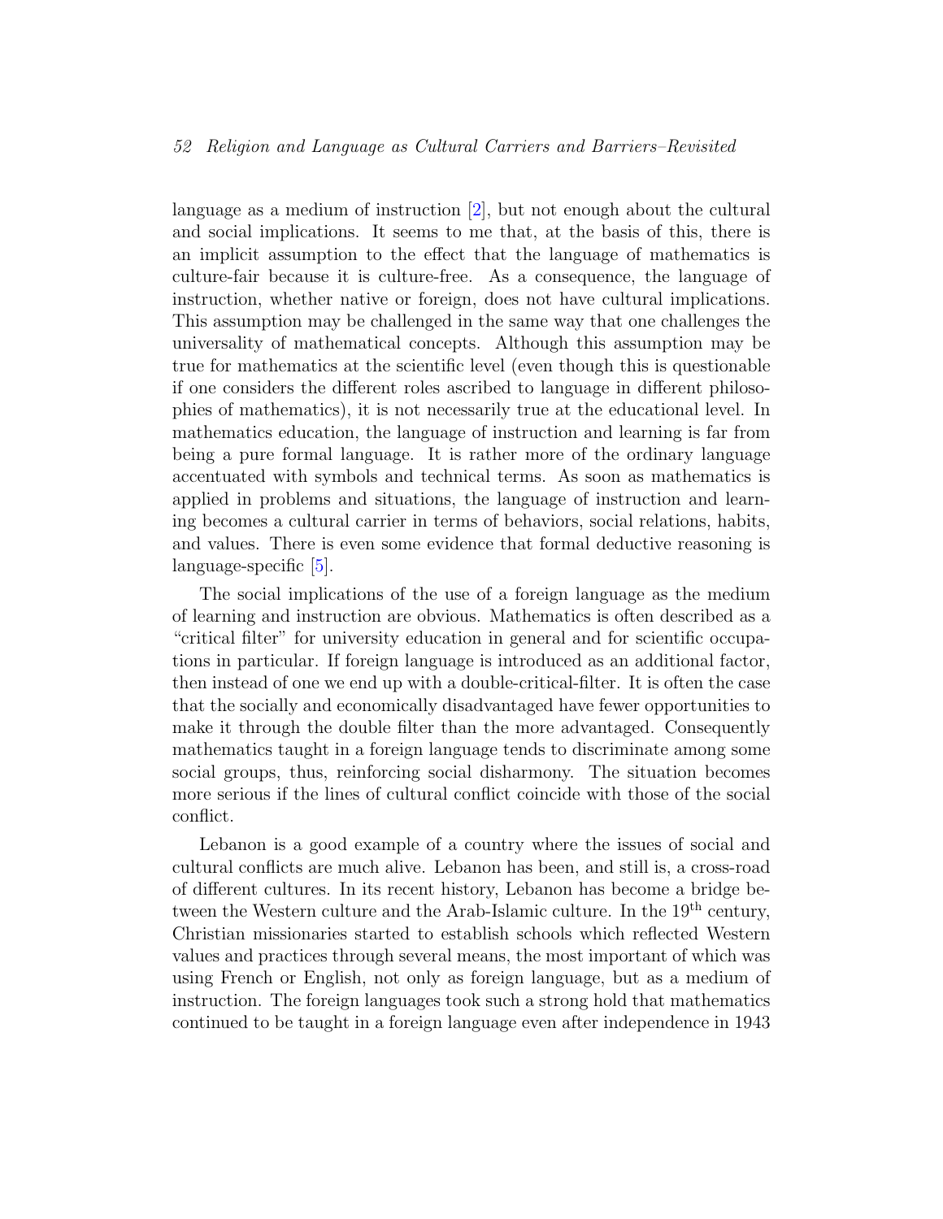language as a medium of instruction [2], but not enough about the cultural and social implications. It seems to me that, at the basis of this, there is an implicit assumption to the effect that the language of mathematics is culture-fair because it is culture-free. As a consequence, the language of instruction, whether native or foreign, does not have cultural implications. This assumption may be challenged in the same way that one challenges the universality of mathematical concepts. Although this assumption may be true for mathematics at the scientific level (even though this is questionable if one considers the different roles ascribed to language in different philosophies of mathematics), it is not necessarily true at the educational level. In mathematics education, the language of instruction and learning is far from being a pure formal language. It is rather more of the ordinary language accentuated with symbols and technical terms. As soon as mathematics is applied in problems and situations, the language of instruction and learning becomes a cultural carrier in terms of behaviors, social relations, habits, and values. There is even some evidence that formal deductive reasoning is language-specific [5].

The social implications of the use of a foreign language as the medium of learning and instruction are obvious. Mathematics is often described as a "critical filter" for university education in general and for scientific occupations in particular. If foreign language is introduced as an additional factor, then instead of one we end up with a double-critical-filter. It is often the case that the socially and economically disadvantaged have fewer opportunities to make it through the double filter than the more advantaged. Consequently mathematics taught in a foreign language tends to discriminate among some social groups, thus, reinforcing social disharmony. The situation becomes more serious if the lines of cultural conflict coincide with those of the social conflict.

Lebanon is a good example of a country where the issues of social and cultural conflicts are much alive. Lebanon has been, and still is, a cross-road of different cultures. In its recent history, Lebanon has become a bridge between the Western culture and the Arab-Islamic culture. In the 19th century, Christian missionaries started to establish schools which reflected Western values and practices through several means, the most important of which was using French or English, not only as foreign language, but as a medium of instruction. The foreign languages took such a strong hold that mathematics continued to be taught in a foreign language even after independence in 1943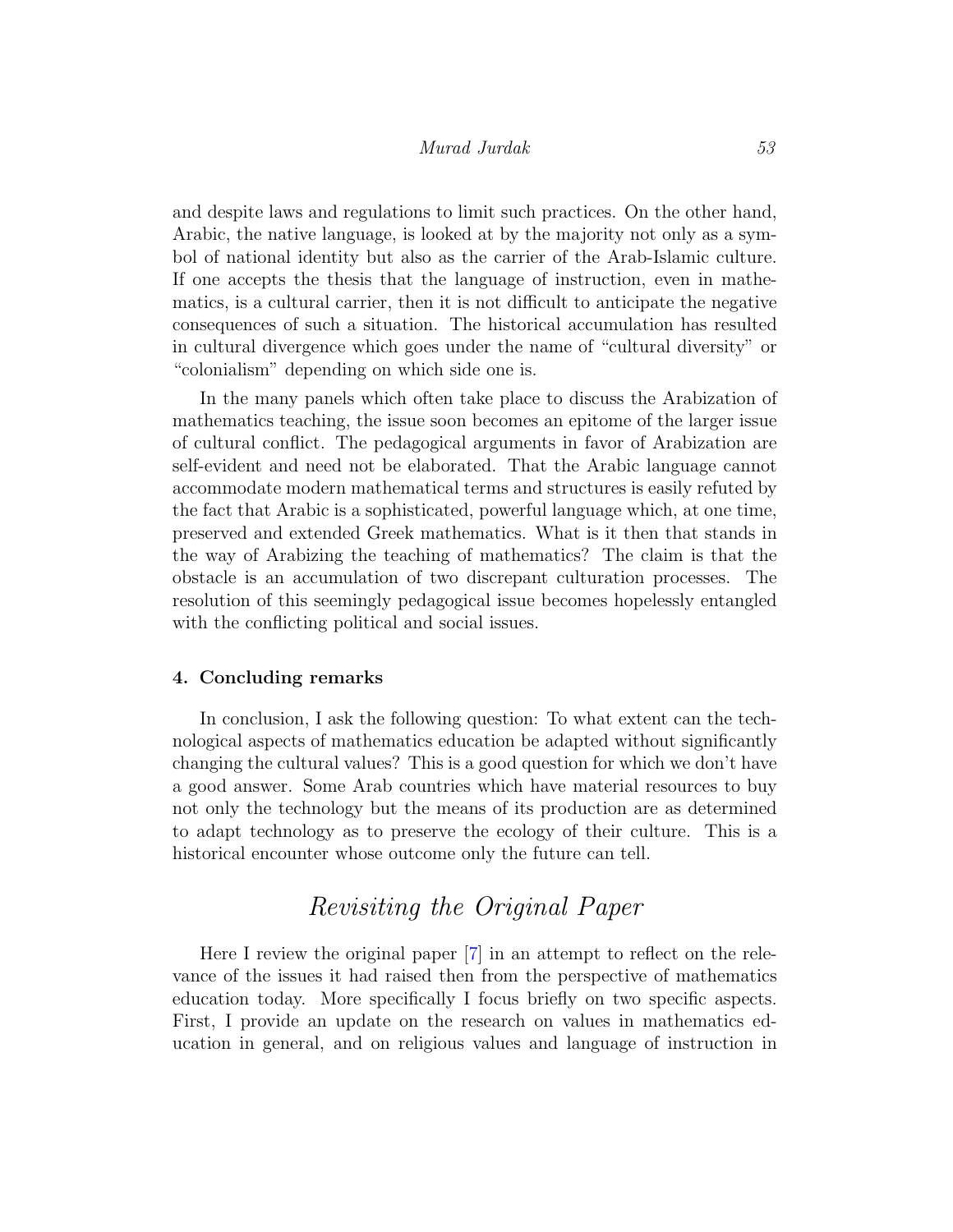and despite laws and regulations to limit such practices. On the other hand, Arabic, the native language, is looked at by the majority not only as a symbol of national identity but also as the carrier of the Arab-Islamic culture. If one accepts the thesis that the language of instruction, even in mathematics, is a cultural carrier, then it is not difficult to anticipate the negative consequences of such a situation. The historical accumulation has resulted in cultural divergence which goes under the name of "cultural diversity" or "colonialism" depending on which side one is.

In the many panels which often take place to discuss the Arabization of mathematics teaching, the issue soon becomes an epitome of the larger issue of cultural conflict. The pedagogical arguments in favor of Arabization are self-evident and need not be elaborated. That the Arabic language cannot accommodate modern mathematical terms and structures is easily refuted by the fact that Arabic is a sophisticated, powerful language which, at one time, preserved and extended Greek mathematics. What is it then that stands in the way of Arabizing the teaching of mathematics? The claim is that the obstacle is an accumulation of two discrepant culturation processes. The resolution of this seemingly pedagogical issue becomes hopelessly entangled with the conflicting political and social issues.

### 4. Concluding remarks

In conclusion, I ask the following question: To what extent can the technological aspects of mathematics education be adapted without significantly changing the cultural values? This is a good question for which we don't have a good answer. Some Arab countries which have material resources to buy not only the technology but the means of its production are as determined to adapt technology as to preserve the ecology of their culture. This is a historical encounter whose outcome only the future can tell.

## *Revisiting the Original Paper*

Here I review the original paper [7] in an attempt to reflect on the relevance of the issues it had raised then from the perspective of mathematics education today. More specifically I focus briefly on two specific aspects. First, I provide an update on the research on values in mathematics education in general, and on religious values and language of instruction in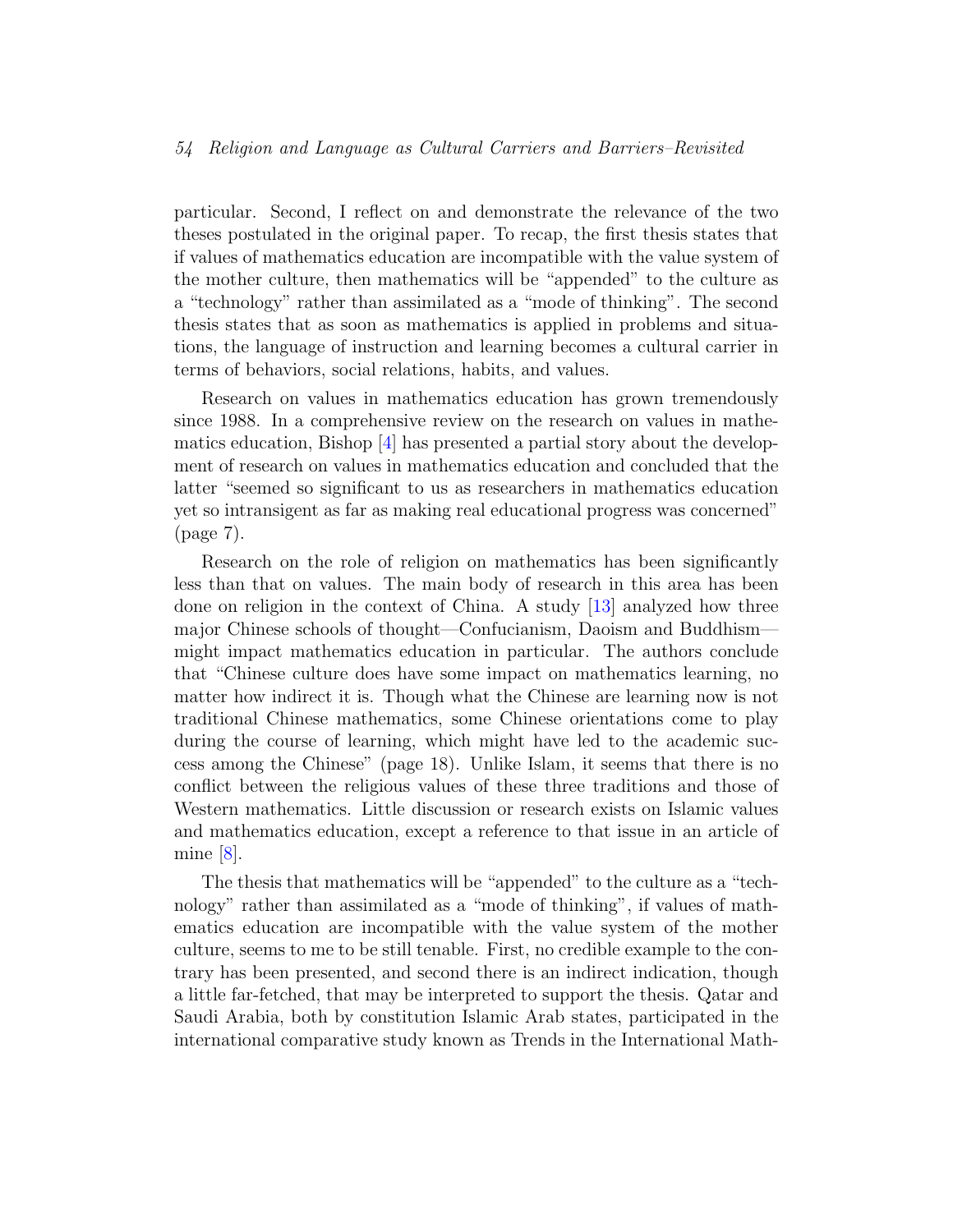particular. Second, I reflect on and demonstrate the relevance of the two theses postulated in the original paper. To recap, the first thesis states that if values of mathematics education are incompatible with the value system of the mother culture, then mathematics will be "appended" to the culture as a "technology" rather than assimilated as a "mode of thinking". The second thesis states that as soon as mathematics is applied in problems and situations, the language of instruction and learning becomes a cultural carrier in terms of behaviors, social relations, habits, and values.

Research on values in mathematics education has grown tremendously since 1988. In a comprehensive review on the research on values in mathematics education, Bishop [4] has presented a partial story about the development of research on values in mathematics education and concluded that the latter "seemed so significant to us as researchers in mathematics education yet so intransigent as far as making real educational progress was concerned" (page 7).

Research on the role of religion on mathematics has been significantly less than that on values. The main body of research in this area has been done on religion in the context of China. A study [13] analyzed how three major Chinese schools of thought—Confucianism, Daoism and Buddhism—might impact mathematics education in particular. The authors conclude that "Chinese culture does have some impact on mathematics learning, no matter how indirect it is. Though what the Chinese are learning now is not traditional Chinese mathematics, some Chinese orientations come to play during the course of learning, which might have led to the academic success among the Chinese" (page 18). Unlike Islam, it seems that there is no conflict between the religious values of these three traditions and those of Western mathematics. Little discussion or research exists on Islamic values and mathematics education, except a reference to that issue in an article of mine [8].

The thesis that mathematics will be "appended" to the culture as a "technology" rather than assimilated as a "mode of thinking", if values of mathematics education are incompatible with the value system of the mother culture, seems to me to be still tenable. First, no credible example to the contrary has been presented, and second there is an indirect indication, though a little far-fetched, that may be interpreted to support the thesis. Qatar and Saudi Arabia, both by constitution Islamic Arab states, participated in the international comparative study known as Trends in the International Math-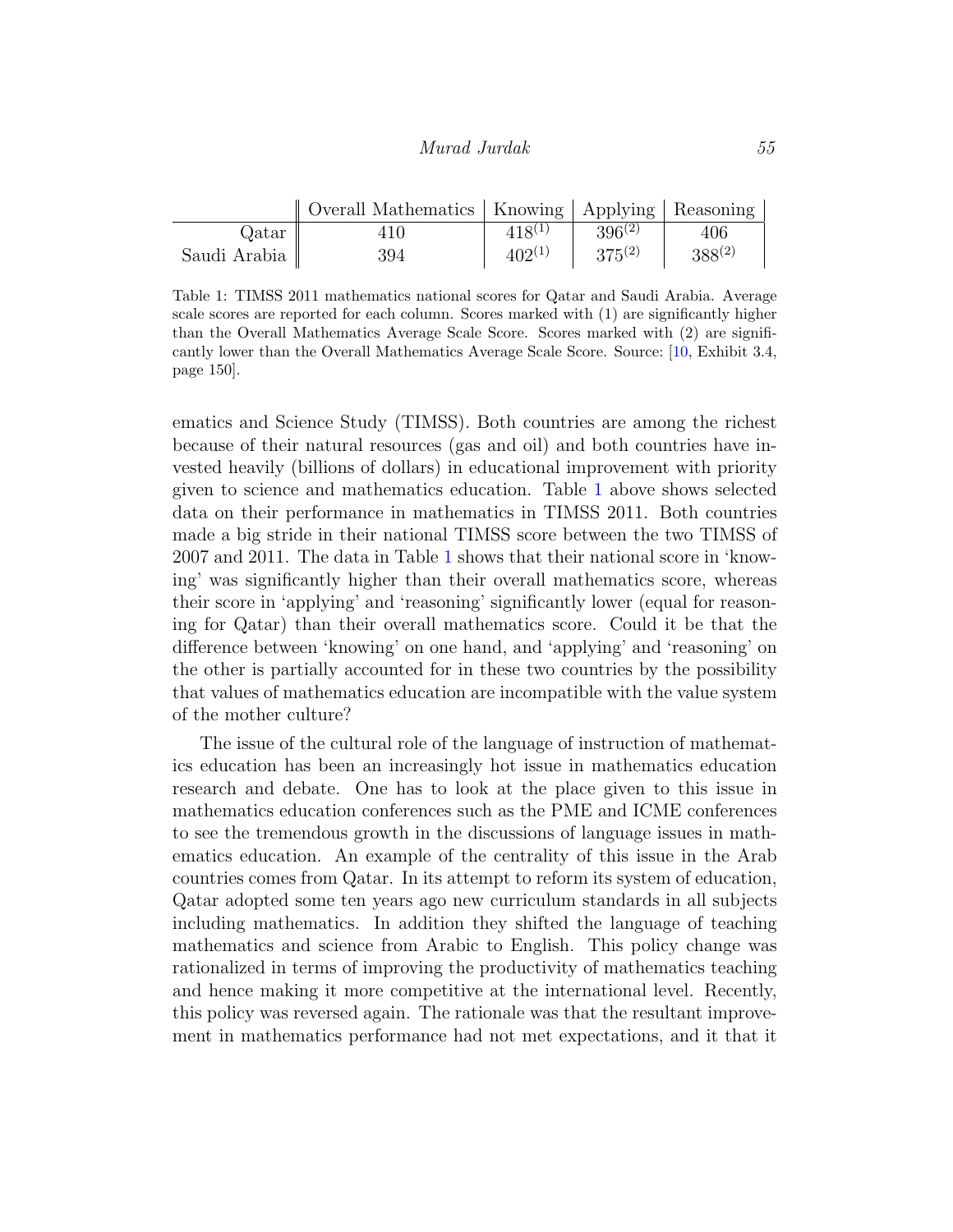|  | Overall Mathematics | Knowing | Applying | Reasoning |
|---|---|---|---|---|
| Qatar | 410 | $418^{(1)}$ | $396^{(2)}$ | 406 |
| Saudi Arabia | 394 | $402^{(1)}$ | $375^{(2)}$ | $388^{(2)}$ |

Table 1: TIMSS 2011 mathematics national scores for Qatar and Saudi Arabia. Average scale scores are reported for each column. Scores marked with (1) are significantly higher than the Overall Mathematics Average Scale Score. Scores marked with (2) are significantly lower than the Overall Mathematics Average Scale Score. Source: [10, Exhibit 3.4, page 150].

ematics and Science Study (TIMSS). Both countries are among the richest because of their natural resources (gas and oil) and both countries have invested heavily (billions of dollars) in educational improvement with priority given to science and mathematics education. Table 1 above shows selected data on their performance in mathematics in TIMSS 2011. Both countries made a big stride in their national TIMSS score between the two TIMSS of 2007 and 2011. The data in Table 1 shows that their national score in 'knowing' was significantly higher than their overall mathematics score, whereas their score in 'applying' and 'reasoning' significantly lower (equal for reasoning for Qatar) than their overall mathematics score. Could it be that the difference between 'knowing' on one hand, and 'applying' and 'reasoning' on the other is partially accounted for in these two countries by the possibility that values of mathematics education are incompatible with the value system of the mother culture?

The issue of the cultural role of the language of instruction of mathematics education has been an increasingly hot issue in mathematics education research and debate. One has to look at the place given to this issue in mathematics education conferences such as the PME and ICME conferences to see the tremendous growth in the discussions of language issues in mathematics education. An example of the centrality of this issue in the Arab countries comes from Qatar. In its attempt to reform its system of education, Qatar adopted some ten years ago new curriculum standards in all subjects including mathematics. In addition they shifted the language of teaching mathematics and science from Arabic to English. This policy change was rationalized in terms of improving the productivity of mathematics teaching and hence making it more competitive at the international level. Recently, this policy was reversed again. The rationale was that the resultant improvement in mathematics performance had not met expectations, and it that it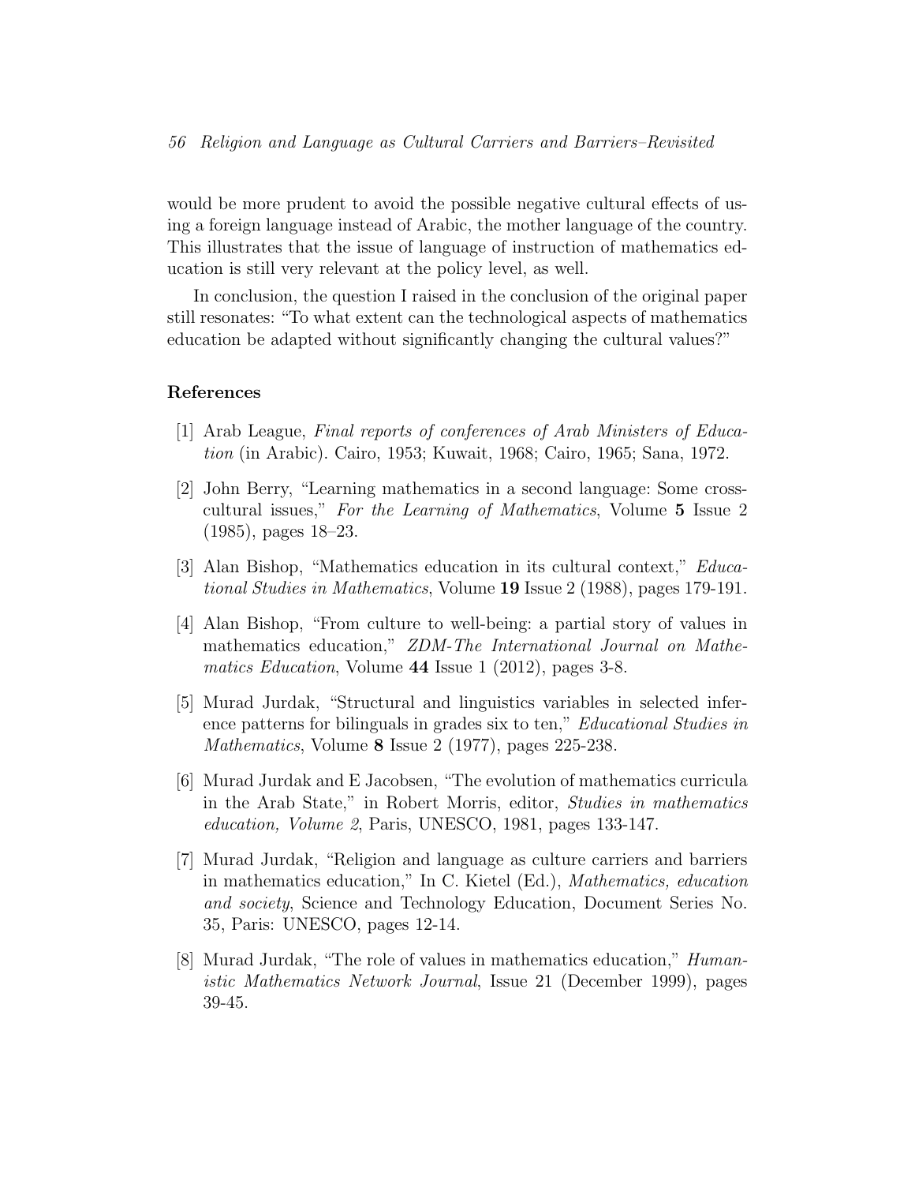would be more prudent to avoid the possible negative cultural effects of using a foreign language instead of Arabic, the mother language of the country. This illustrates that the issue of language of instruction of mathematics education is still very relevant at the policy level, as well.

In conclusion, the question I raised in the conclusion of the original paper still resonates: "To what extent can the technological aspects of mathematics education be adapted without significantly changing the cultural values?"

**References**

[1] Arab League, *Final reports of conferences of Arab Ministers of Education* (in Arabic). Cairo, 1953; Kuwait, 1968; Cairo, 1965; Sana, 1972.

[2] John Berry, "Learning mathematics in a second language: Some cross-cultural issues," *For the Learning of Mathematics*, Volume **5** Issue 2 (1985), pages 18–23.

[3] Alan Bishop, "Mathematics education in its cultural context," *Educational Studies in Mathematics*, Volume **19** Issue 2 (1988), pages 179-191.

[4] Alan Bishop, "From culture to well-being: a partial story of values in mathematics education," *ZDM-The International Journal on Mathematics Education*, Volume **44** Issue 1 (2012), pages 3-8.

[5] Murad Jurdak, "Structural and linguistics variables in selected inference patterns for bilinguals in grades six to ten," *Educational Studies in Mathematics*, Volume **8** Issue 2 (1977), pages 225-238.

[6] Murad Jurdak and E Jacobsen, "The evolution of mathematics curricula in the Arab State," in Robert Morris, editor, *Studies in mathematics education, Volume 2*, Paris, UNESCO, 1981, pages 133-147.

[7] Murad Jurdak, "Religion and language as culture carriers and barriers in mathematics education," In C. Kietel (Ed.), *Mathematics, education and society*, Science and Technology Education, Document Series No. 35, Paris: UNESCO, pages 12-14.

[8] Murad Jurdak, "The role of values in mathematics education," *Humanistic Mathematics Network Journal*, Issue 21 (December 1999), pages 39-45.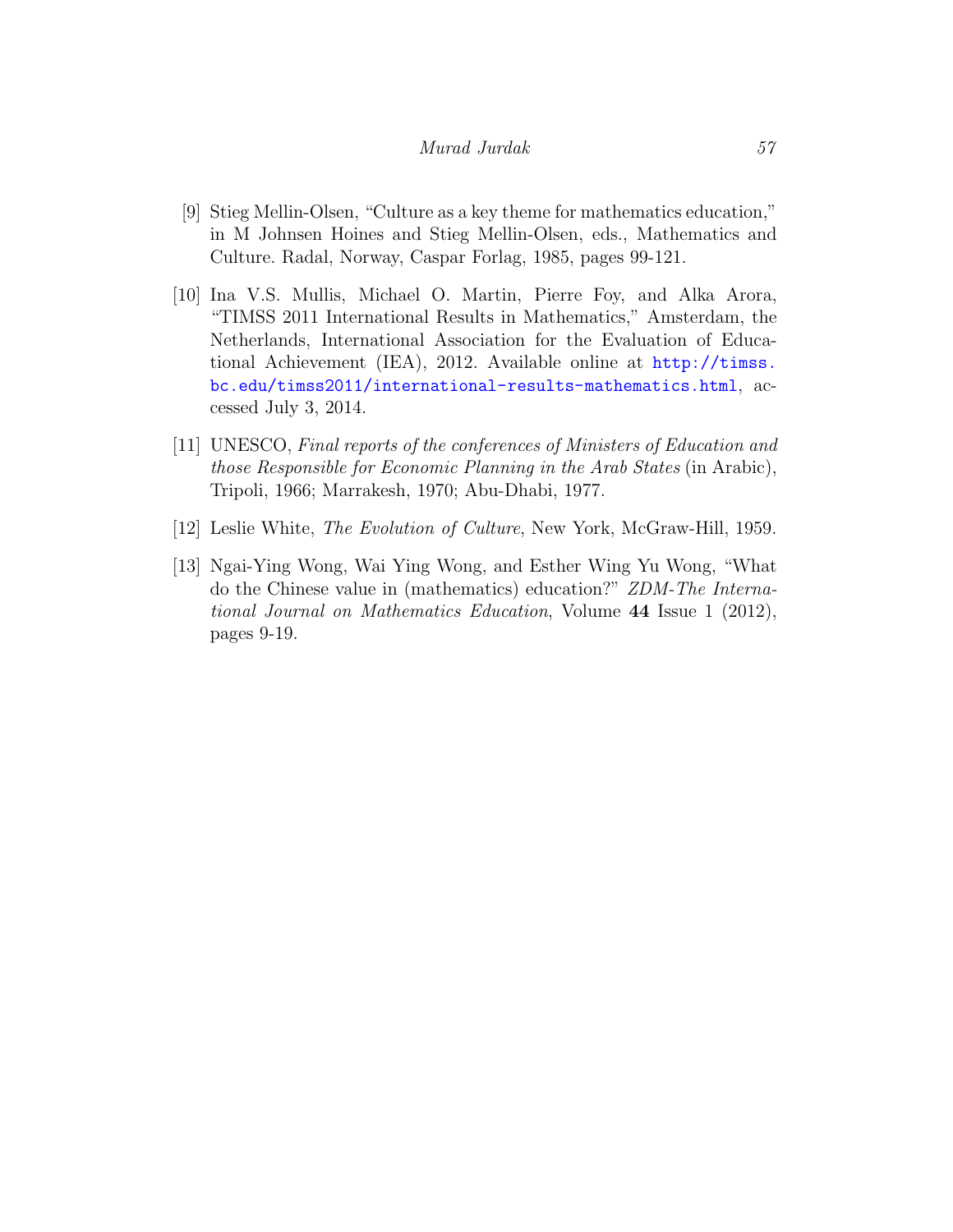[9] Stieg Mellin-Olsen, "Culture as a key theme for mathematics education," in M Johnsen Hoines and Stieg Mellin-Olsen, eds., Mathematics and Culture. Radal, Norway, Caspar Forlag, 1985, pages 99-121.

[10] Ina V.S. Mullis, Michael O. Martin, Pierre Foy, and Alka Arora, "TIMSS 2011 International Results in Mathematics," Amsterdam, the Netherlands, International Association for the Evaluation of Educational Achievement (IEA), 2012. Available online at http://timss.bc.edu/timss2011/international-results-mathematics.html, accessed July 3, 2014.

[11] UNESCO, *Final reports of the conferences of Ministers of Education and those Responsible for Economic Planning in the Arab States* (in Arabic), Tripoli, 1966; Marrakesh, 1970; Abu-Dhabi, 1977.

[12] Leslie White, *The Evolution of Culture*, New York, McGraw-Hill, 1959.

[13] Ngai-Ying Wong, Wai Ying Wong, and Esther Wing Yu Wong, "What do the Chinese value in (mathematics) education?" *ZDM-The International Journal on Mathematics Education*, Volume **44** Issue 1 (2012), pages 9-19.